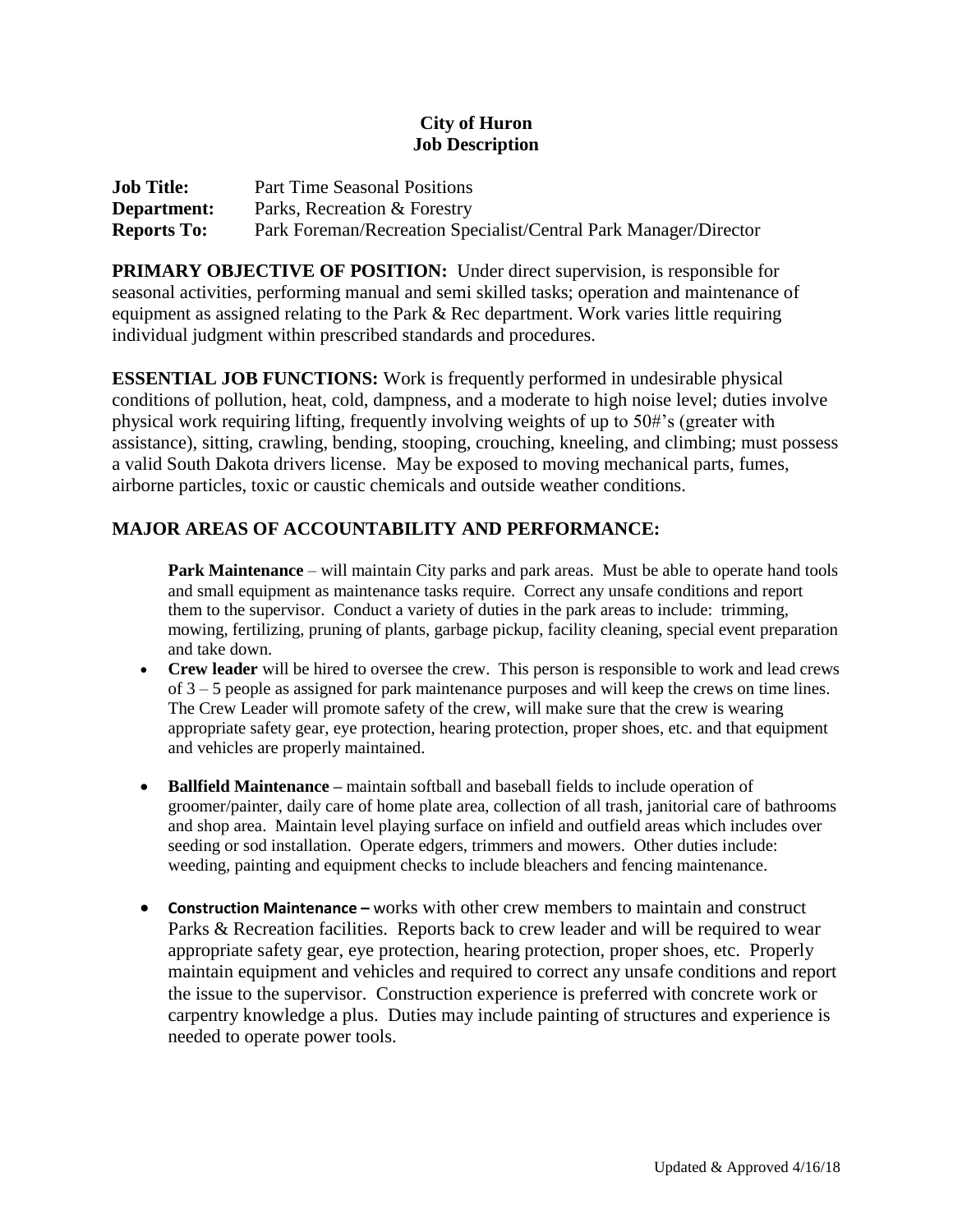**City of Huron**
**Job Description**

**Job Title:** Part Time Seasonal Positions
**Department:** Parks, Recreation & Forestry
**Reports To:** Park Foreman/Recreation Specialist/Central Park Manager/Director

**PRIMARY OBJECTIVE OF POSITION:** Under direct supervision, is responsible for seasonal activities, performing manual and semi skilled tasks; operation and maintenance of equipment as assigned relating to the Park & Rec department. Work varies little requiring individual judgment within prescribed standards and procedures.

**ESSENTIAL JOB FUNCTIONS:** Work is frequently performed in undesirable physical conditions of pollution, heat, cold, dampness, and a moderate to high noise level; duties involve physical work requiring lifting, frequently involving weights of up to 50#'s (greater with assistance), sitting, crawling, bending, stooping, crouching, kneeling, and climbing; must possess a valid South Dakota drivers license. May be exposed to moving mechanical parts, fumes, airborne particles, toxic or caustic chemicals and outside weather conditions.

## MAJOR AREAS OF ACCOUNTABILITY AND PERFORMANCE:

**Park Maintenance** – will maintain City parks and park areas. Must be able to operate hand tools and small equipment as maintenance tasks require. Correct any unsafe conditions and report them to the supervisor. Conduct a variety of duties in the park areas to include: trimming, mowing, fertilizing, pruning of plants, garbage pickup, facility cleaning, special event preparation and take down.

- **Crew leader** will be hired to oversee the crew. This person is responsible to work and lead crews of 3 – 5 people as assigned for park maintenance purposes and will keep the crews on time lines. The Crew Leader will promote safety of the crew, will make sure that the crew is wearing appropriate safety gear, eye protection, hearing protection, proper shoes, etc. and that equipment and vehicles are properly maintained.

- **Ballfield Maintenance –** maintain softball and baseball fields to include operation of groomer/painter, daily care of home plate area, collection of all trash, janitorial care of bathrooms and shop area. Maintain level playing surface on infield and outfield areas which includes over seeding or sod installation. Operate edgers, trimmers and mowers. Other duties include: weeding, painting and equipment checks to include bleachers and fencing maintenance.

- **Construction Maintenance –** works with other crew members to maintain and construct Parks & Recreation facilities. Reports back to crew leader and will be required to wear appropriate safety gear, eye protection, hearing protection, proper shoes, etc. Properly maintain equipment and vehicles and required to correct any unsafe conditions and report the issue to the supervisor. Construction experience is preferred with concrete work or carpentry knowledge a plus. Duties may include painting of structures and experience is needed to operate power tools.

Updated & Approved 4/16/18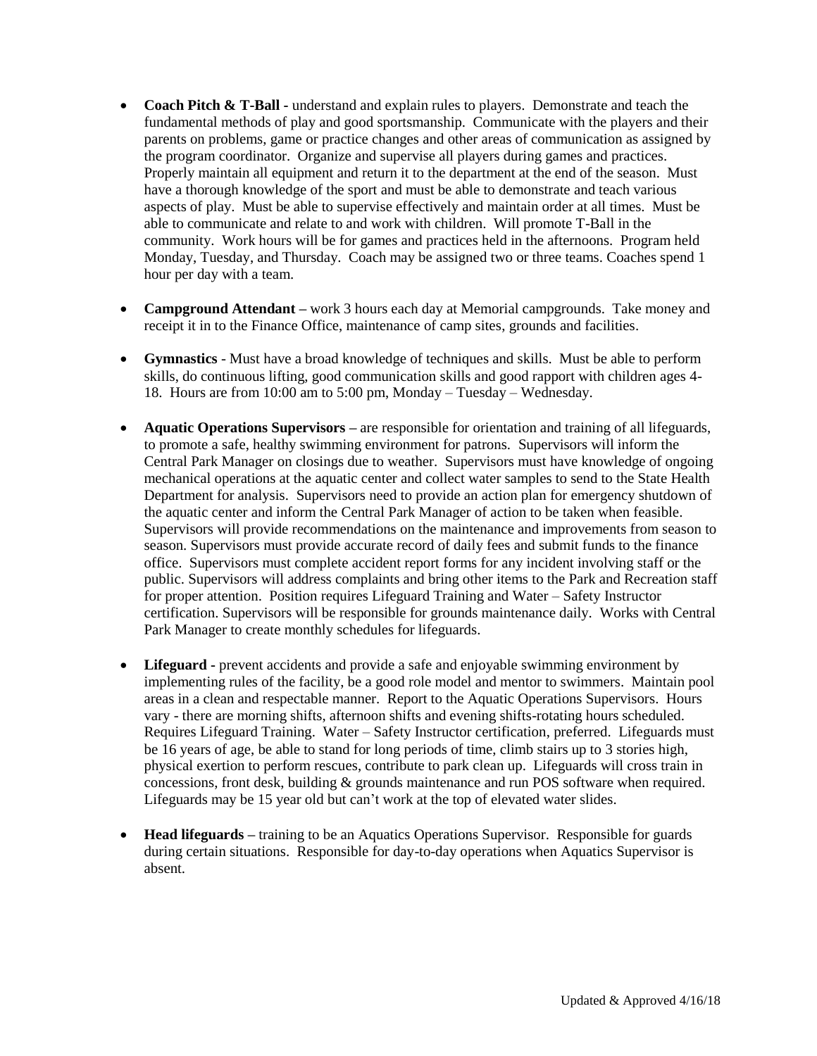- **Coach Pitch & T-Ball -** understand and explain rules to players. Demonstrate and teach the fundamental methods of play and good sportsmanship. Communicate with the players and their parents on problems, game or practice changes and other areas of communication as assigned by the program coordinator. Organize and supervise all players during games and practices. Properly maintain all equipment and return it to the department at the end of the season. Must have a thorough knowledge of the sport and must be able to demonstrate and teach various aspects of play. Must be able to supervise effectively and maintain order at all times. Must be able to communicate and relate to and work with children. Will promote T-Ball in the community. Work hours will be for games and practices held in the afternoons. Program held Monday, Tuesday, and Thursday. Coach may be assigned two or three teams. Coaches spend 1 hour per day with a team.

- **Campground Attendant –** work 3 hours each day at Memorial campgrounds. Take money and receipt it in to the Finance Office, maintenance of camp sites, grounds and facilities.

- **Gymnastics** - Must have a broad knowledge of techniques and skills. Must be able to perform skills, do continuous lifting, good communication skills and good rapport with children ages 4-18. Hours are from 10:00 am to 5:00 pm, Monday – Tuesday – Wednesday.

- **Aquatic Operations Supervisors –** are responsible for orientation and training of all lifeguards, to promote a safe, healthy swimming environment for patrons. Supervisors will inform the Central Park Manager on closings due to weather. Supervisors must have knowledge of ongoing mechanical operations at the aquatic center and collect water samples to send to the State Health Department for analysis. Supervisors need to provide an action plan for emergency shutdown of the aquatic center and inform the Central Park Manager of action to be taken when feasible. Supervisors will provide recommendations on the maintenance and improvements from season to season. Supervisors must provide accurate record of daily fees and submit funds to the finance office. Supervisors must complete accident report forms for any incident involving staff or the public. Supervisors will address complaints and bring other items to the Park and Recreation staff for proper attention. Position requires Lifeguard Training and Water – Safety Instructor certification. Supervisors will be responsible for grounds maintenance daily. Works with Central Park Manager to create monthly schedules for lifeguards.

- **Lifeguard -** prevent accidents and provide a safe and enjoyable swimming environment by implementing rules of the facility, be a good role model and mentor to swimmers. Maintain pool areas in a clean and respectable manner. Report to the Aquatic Operations Supervisors. Hours vary - there are morning shifts, afternoon shifts and evening shifts-rotating hours scheduled. Requires Lifeguard Training. Water – Safety Instructor certification, preferred. Lifeguards must be 16 years of age, be able to stand for long periods of time, climb stairs up to 3 stories high, physical exertion to perform rescues, contribute to park clean up. Lifeguards will cross train in concessions, front desk, building & grounds maintenance and run POS software when required. Lifeguards may be 15 year old but can't work at the top of elevated water slides.

- **Head lifeguards –** training to be an Aquatics Operations Supervisor. Responsible for guards during certain situations. Responsible for day-to-day operations when Aquatics Supervisor is absent.

Updated & Approved 4/16/18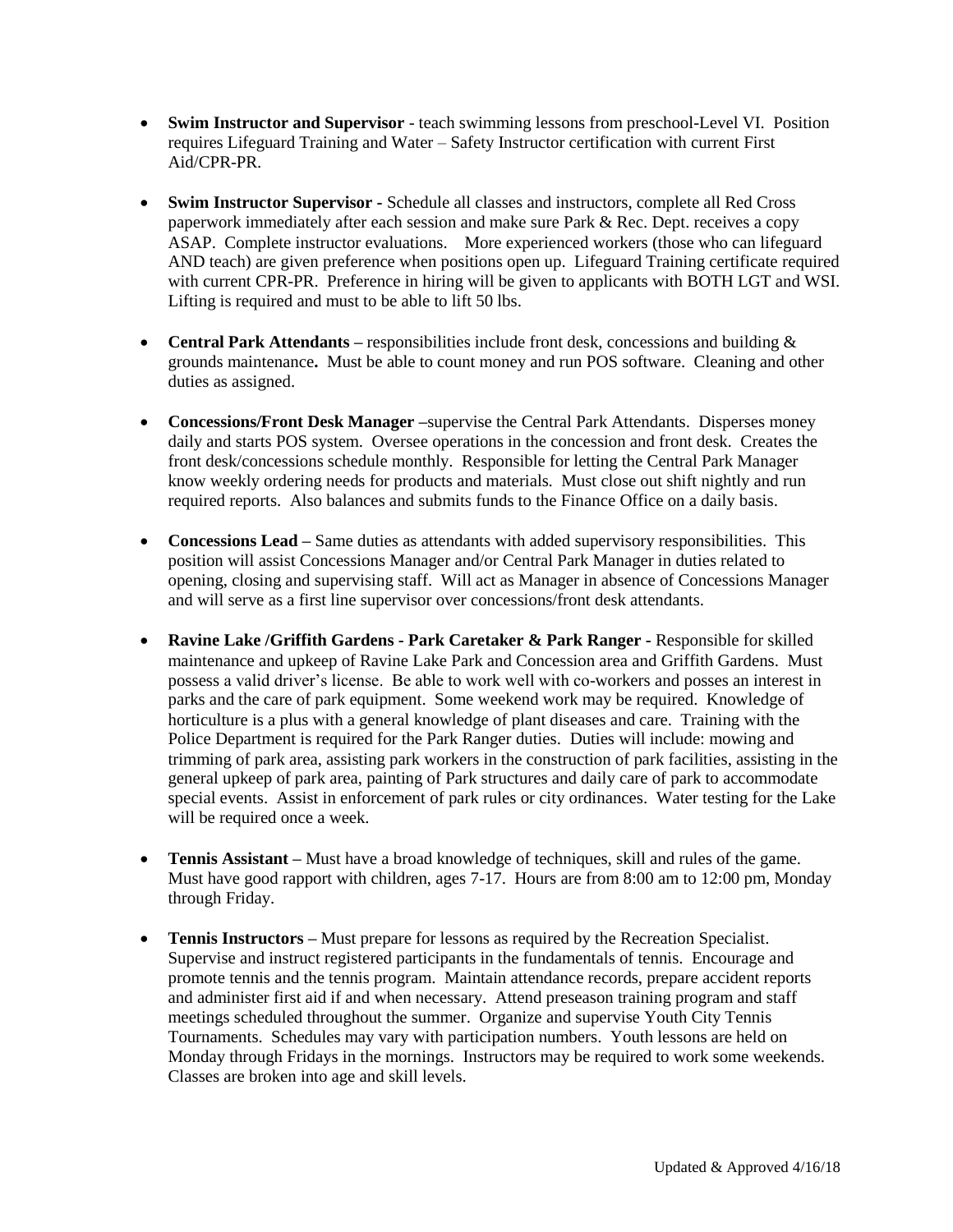- **Swim Instructor and Supervisor** - teach swimming lessons from preschool-Level VI. Position requires Lifeguard Training and Water – Safety Instructor certification with current First Aid/CPR-PR.

- **Swim Instructor Supervisor -** Schedule all classes and instructors, complete all Red Cross paperwork immediately after each session and make sure Park & Rec. Dept. receives a copy ASAP. Complete instructor evaluations. More experienced workers (those who can lifeguard AND teach) are given preference when positions open up. Lifeguard Training certificate required with current CPR-PR. Preference in hiring will be given to applicants with BOTH LGT and WSI. Lifting is required and must to be able to lift 50 lbs.

- **Central Park Attendants –** responsibilities include front desk, concessions and building & grounds maintenance**.** Must be able to count money and run POS software. Cleaning and other duties as assigned.

- **Concessions/Front Desk Manager –**supervise the Central Park Attendants. Disperses money daily and starts POS system. Oversee operations in the concession and front desk. Creates the front desk/concessions schedule monthly. Responsible for letting the Central Park Manager know weekly ordering needs for products and materials. Must close out shift nightly and run required reports. Also balances and submits funds to the Finance Office on a daily basis.

- **Concessions Lead –** Same duties as attendants with added supervisory responsibilities. This position will assist Concessions Manager and/or Central Park Manager in duties related to opening, closing and supervising staff. Will act as Manager in absence of Concessions Manager and will serve as a first line supervisor over concessions/front desk attendants.

- **Ravine Lake /Griffith Gardens - Park Caretaker & Park Ranger -** Responsible for skilled maintenance and upkeep of Ravine Lake Park and Concession area and Griffith Gardens. Must possess a valid driver's license. Be able to work well with co-workers and posses an interest in parks and the care of park equipment. Some weekend work may be required. Knowledge of horticulture is a plus with a general knowledge of plant diseases and care. Training with the Police Department is required for the Park Ranger duties. Duties will include: mowing and trimming of park area, assisting park workers in the construction of park facilities, assisting in the general upkeep of park area, painting of Park structures and daily care of park to accommodate special events. Assist in enforcement of park rules or city ordinances. Water testing for the Lake will be required once a week.

- **Tennis Assistant –** Must have a broad knowledge of techniques, skill and rules of the game. Must have good rapport with children, ages 7-17. Hours are from 8:00 am to 12:00 pm, Monday through Friday.

- **Tennis Instructors –** Must prepare for lessons as required by the Recreation Specialist. Supervise and instruct registered participants in the fundamentals of tennis. Encourage and promote tennis and the tennis program. Maintain attendance records, prepare accident reports and administer first aid if and when necessary. Attend preseason training program and staff meetings scheduled throughout the summer. Organize and supervise Youth City Tennis Tournaments. Schedules may vary with participation numbers. Youth lessons are held on Monday through Fridays in the mornings. Instructors may be required to work some weekends. Classes are broken into age and skill levels.

Updated & Approved 4/16/18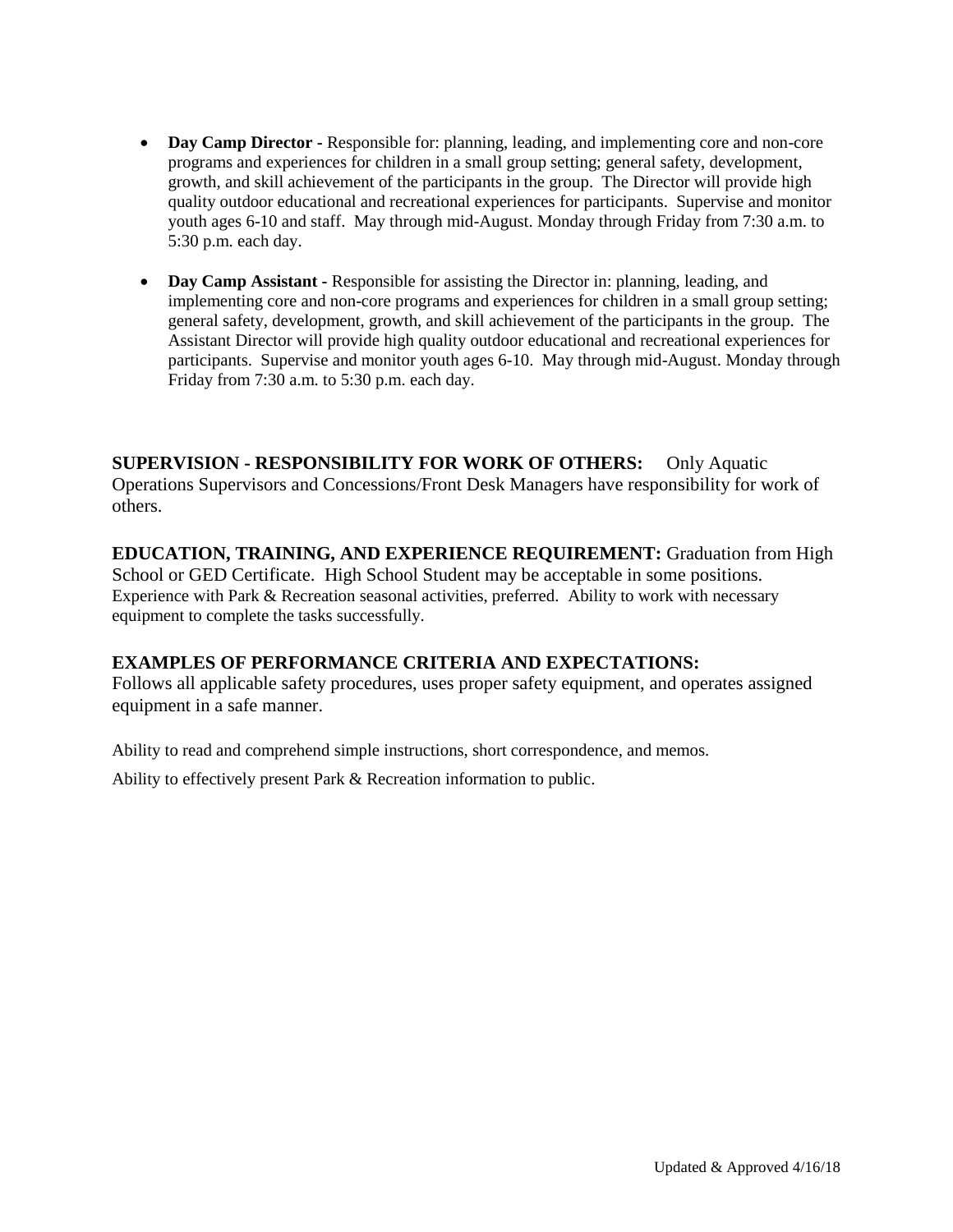- **Day Camp Director -** Responsible for: planning, leading, and implementing core and non-core programs and experiences for children in a small group setting; general safety, development, growth, and skill achievement of the participants in the group. The Director will provide high quality outdoor educational and recreational experiences for participants. Supervise and monitor youth ages 6-10 and staff. May through mid-August. Monday through Friday from 7:30 a.m. to 5:30 p.m. each day.

- **Day Camp Assistant -** Responsible for assisting the Director in: planning, leading, and implementing core and non-core programs and experiences for children in a small group setting; general safety, development, growth, and skill achievement of the participants in the group. The Assistant Director will provide high quality outdoor educational and recreational experiences for participants. Supervise and monitor youth ages 6-10. May through mid-August. Monday through Friday from 7:30 a.m. to 5:30 p.m. each day.

**SUPERVISION - RESPONSIBILITY FOR WORK OF OTHERS:** Only Aquatic Operations Supervisors and Concessions/Front Desk Managers have responsibility for work of others.

**EDUCATION, TRAINING, AND EXPERIENCE REQUIREMENT:** Graduation from High School or GED Certificate. High School Student may be acceptable in some positions. Experience with Park & Recreation seasonal activities, preferred. Ability to work with necessary equipment to complete the tasks successfully.

**EXAMPLES OF PERFORMANCE CRITERIA AND EXPECTATIONS:**

Follows all applicable safety procedures, uses proper safety equipment, and operates assigned equipment in a safe manner.

Ability to read and comprehend simple instructions, short correspondence, and memos.

Ability to effectively present Park & Recreation information to public.

Updated & Approved 4/16/18